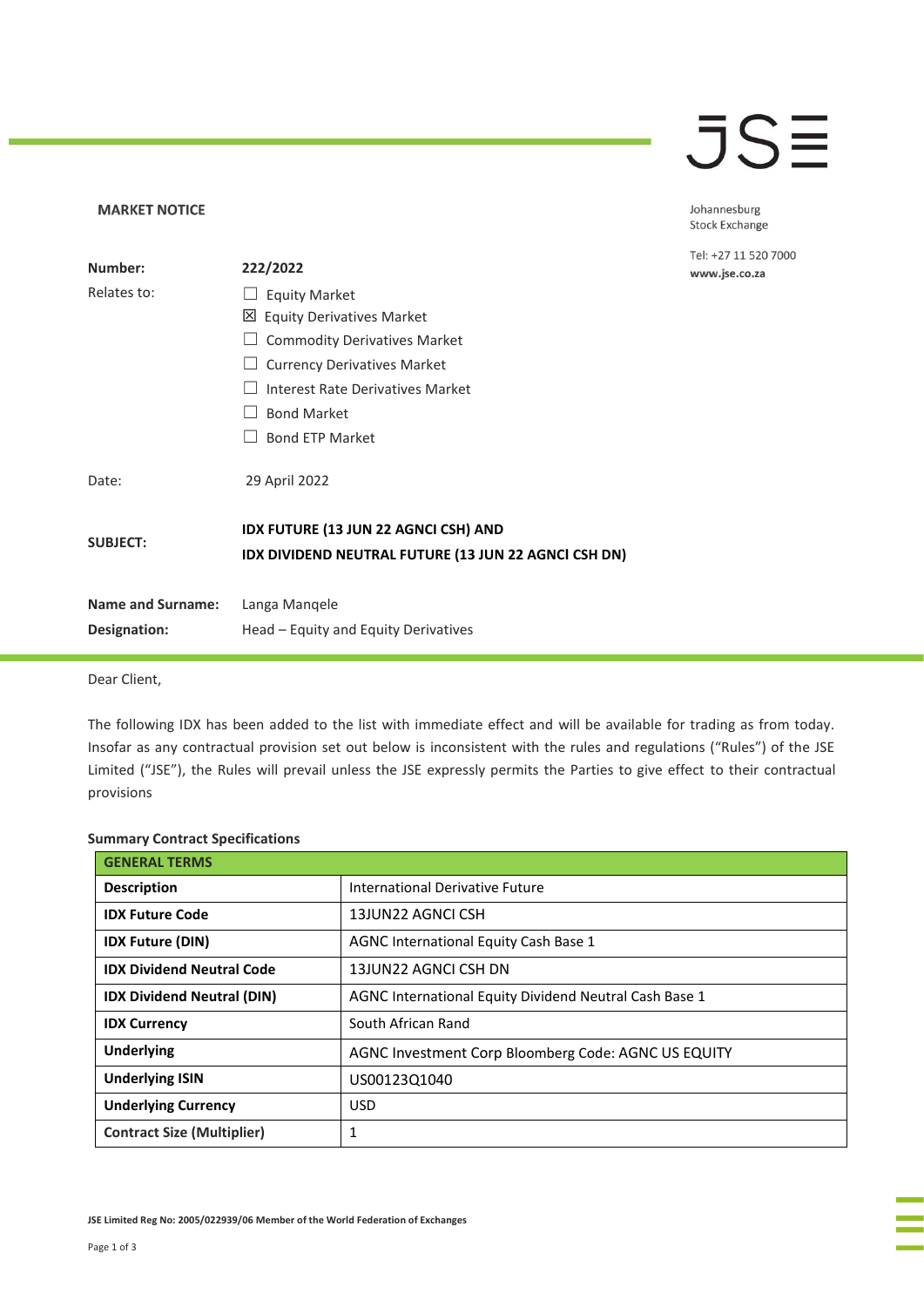**MARKET NOTICE**

Johannesburg Stock Exchange

Tel: +27 11 520 7000
**www.jse.co.za**

| | |
|---|---|
| **Number:** | **222/2022** |
| Relates to: | ☐ Equity Market<br>☒ Equity Derivatives Market<br>☐ Commodity Derivatives Market<br>☐ Currency Derivatives Market<br>☐ Interest Rate Derivatives Market<br>☐ Bond Market<br>☐ Bond ETP Market |
| Date: | 29 April 2022 |
| **SUBJECT:** | **IDX FUTURE (13 JUN 22 AGNCI CSH) AND IDX DIVIDEND NEUTRAL FUTURE (13 JUN 22 AGNCI CSH DN)** |
| **Name and Surname:** | Langa Manqele |
| **Designation:** | Head – Equity and Equity Derivatives |

Dear Client,

The following IDX has been added to the list with immediate effect and will be available for trading as from today. Insofar as any contractual provision set out below is inconsistent with the rules and regulations ("Rules") of the JSE Limited ("JSE"), the Rules will prevail unless the JSE expressly permits the Parties to give effect to their contractual provisions

**Summary Contract Specifications**

| **GENERAL TERMS** | |
|---|---|
| **Description** | International Derivative Future |
| **IDX Future Code** | 13JUN22 AGNCI CSH |
| **IDX Future (DIN)** | AGNC International Equity Cash Base 1 |
| **IDX Dividend Neutral Code** | 13JUN22 AGNCI CSH DN |
| **IDX Dividend Neutral (DIN)** | AGNC International Equity Dividend Neutral Cash Base 1 |
| **IDX Currency** | South African Rand |
| **Underlying** | AGNC Investment Corp Bloomberg Code: AGNC US EQUITY |
| **Underlying ISIN** | US00123Q1040 |
| **Underlying Currency** | USD |
| **Contract Size (Multiplier)** | 1 |

**JSE Limited Reg No: 2005/022939/06 Member of the World Federation of Exchanges**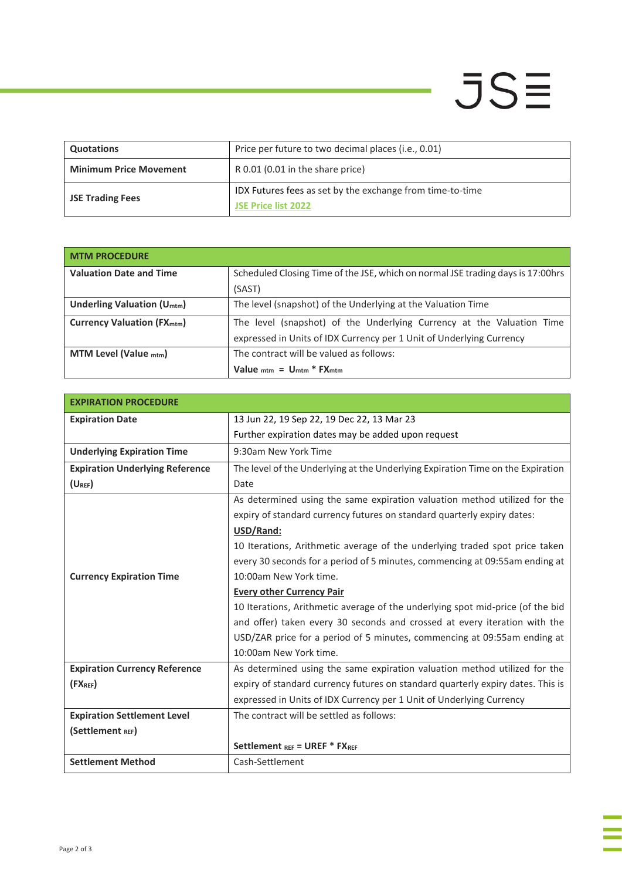| Quotations | Price per future to two decimal places (i.e., 0.01) |
|---|---|
| **Minimum Price Movement** | R 0.01 (0.01 in the share price) |
| **JSE Trading Fees** | IDX Futures fees as set by the exchange from time-to-time<br>**JSE Price list 2022** |

| MTM PROCEDURE | |
|---|---|
| **Valuation Date and Time** | Scheduled Closing Time of the JSE, which on normal JSE trading days is 17:00hrs (SAST) |
| **Underling Valuation ($U_{mtm}$)** | The level (snapshot) of the Underlying at the Valuation Time |
| **Currency Valuation ($FX_{mtm}$)** | The level (snapshot) of the Underlying Currency at the Valuation Time expressed in Units of IDX Currency per 1 Unit of Underlying Currency |
| **MTM Level ($Value_{mtm}$)** | The contract will be valued as follows:<br>$Value_{mtm} = U_{mtm} * FX_{mtm}$ |

| EXPIRATION PROCEDURE | |
|---|---|
| **Expiration Date** | 13 Jun 22, 19 Sep 22, 19 Dec 22, 13 Mar 23<br>Further expiration dates may be added upon request |
| **Underlying Expiration Time** | 9:30am New York Time |
| **Expiration Underlying Reference ($U_{REF}$)** | The level of the Underlying at the Underlying Expiration Time on the Expiration Date |
| **Currency Expiration Time** | As determined using the same expiration valuation method utilized for the expiry of standard currency futures on standard quarterly expiry dates:<br>**USD/Rand:**<br>10 Iterations, Arithmetic average of the underlying traded spot price taken every 30 seconds for a period of 5 minutes, commencing at 09:55am ending at 10:00am New York time.<br>**Every other Currency Pair**<br>10 Iterations, Arithmetic average of the underlying spot mid-price (of the bid and offer) taken every 30 seconds and crossed at every iteration with the USD/ZAR price for a period of 5 minutes, commencing at 09:55am ending at 10:00am New York time. |
| **Expiration Currency Reference ($FX_{REF}$)** | As determined using the same expiration valuation method utilized for the expiry of standard currency futures on standard quarterly expiry dates. This is expressed in Units of IDX Currency per 1 Unit of Underlying Currency |
| **Expiration Settlement Level ($Settlement_{REF}$)** | The contract will be settled as follows:<br><br>$Settlement_{REF} = UREF * FX_{REF}$ |
| **Settlement Method** | Cash-Settlement |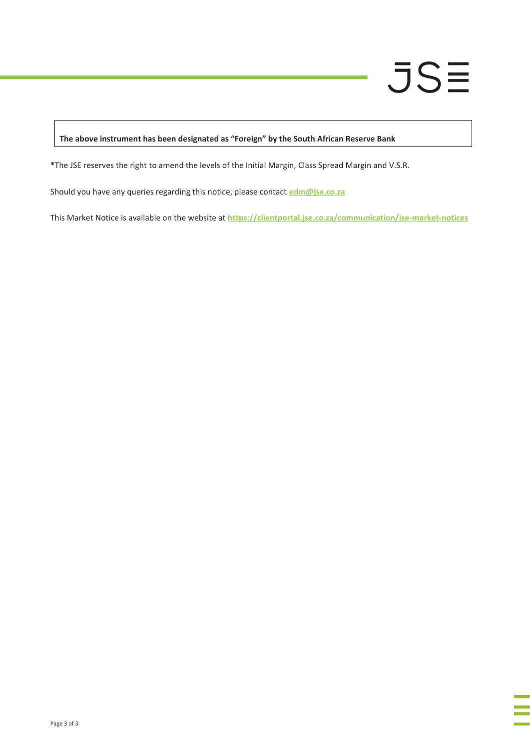**The above instrument has been designated as "Foreign" by the South African Reserve Bank**

**\***The JSE reserves the right to amend the levels of the Initial Margin, Class Spread Margin and V.S.R.

Should you have any queries regarding this notice, please contact **edm@jse.co.za**

This Market Notice is available on the website at **https://clientportal.jse.co.za/communication/jse-market-notices**